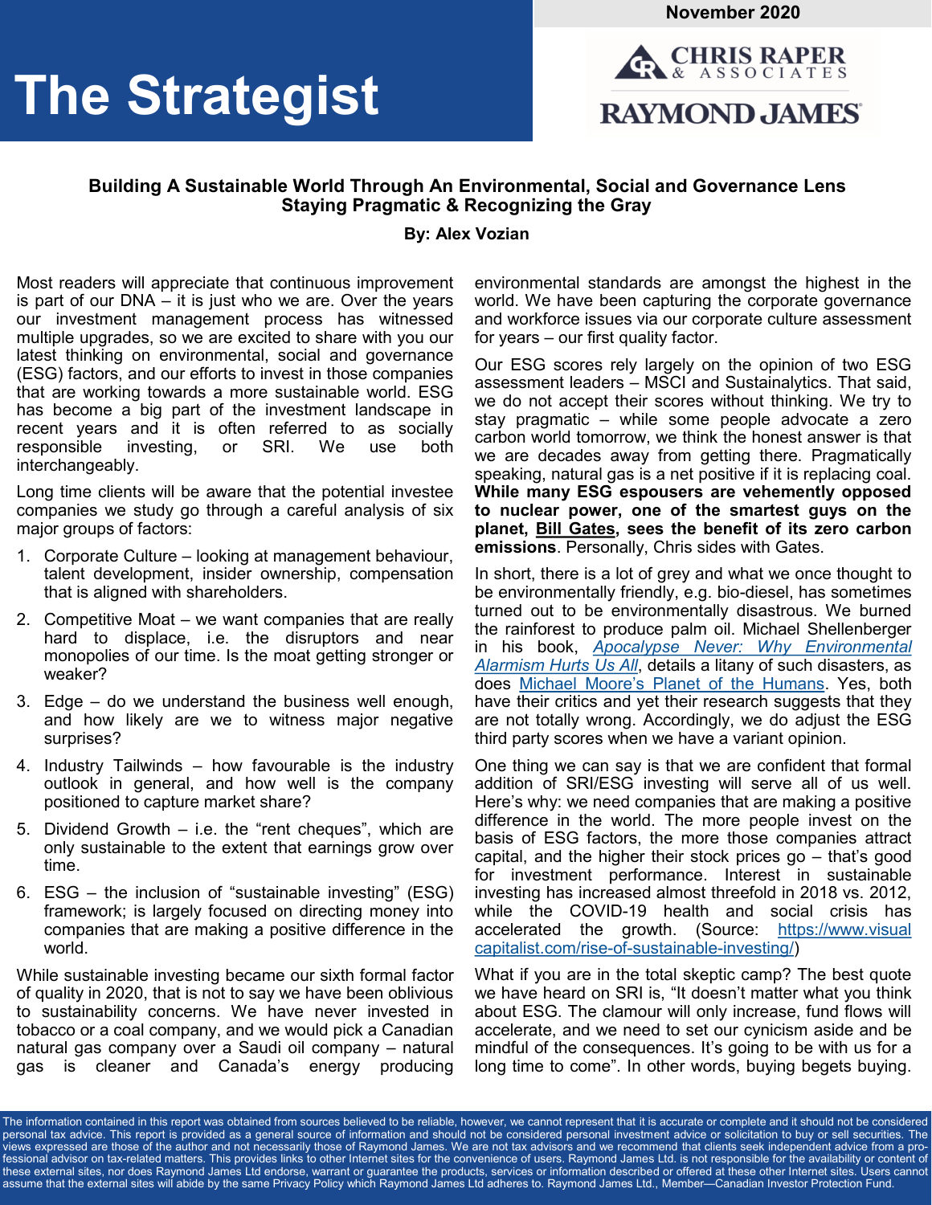# The Strategist

November 2020

CHRIS RAPER & ASSOCIATES

RAYMOND JAMES

## Building A Sustainable World Through An Environmental, Social and Governance Lens Staying Pragmatic & Recognizing the Gray

**By: Alex Vozian**

Most readers will appreciate that continuous improvement is part of our DNA – it is just who we are. Over the years our investment management process has witnessed multiple upgrades, so we are excited to share with you our latest thinking on environmental, social and governance (ESG) factors, and our efforts to invest in those companies that are working towards a more sustainable world. ESG has become a big part of the investment landscape in recent years and it is often referred to as socially responsible investing, or SRI. We use both interchangeably.

Long time clients will be aware that the potential investee companies we study go through a careful analysis of six major groups of factors:

1. Corporate Culture – looking at management behaviour, talent development, insider ownership, compensation that is aligned with shareholders.
2. Competitive Moat – we want companies that are really hard to displace, i.e. the disruptors and near monopolies of our time. Is the moat getting stronger or weaker?
3. Edge – do we understand the business well enough, and how likely are we to witness major negative surprises?
4. Industry Tailwinds – how favourable is the industry outlook in general, and how well is the company positioned to capture market share?
5. Dividend Growth – i.e. the "rent cheques", which are only sustainable to the extent that earnings grow over time.
6. ESG – the inclusion of "sustainable investing" (ESG) framework; is largely focused on directing money into companies that are making a positive difference in the world.

While sustainable investing became our sixth formal factor of quality in 2020, that is not to say we have been oblivious to sustainability concerns. We have never invested in tobacco or a coal company, and we would pick a Canadian natural gas company over a Saudi oil company – natural gas is cleaner and Canada's energy producing environmental standards are amongst the highest in the world. We have been capturing the corporate governance and workforce issues via our corporate culture assessment for years – our first quality factor.

Our ESG scores rely largely on the opinion of two ESG assessment leaders – MSCI and Sustainalytics. That said, we do not accept their scores without thinking. We try to stay pragmatic – while some people advocate a zero carbon world tomorrow, we think the honest answer is that we are decades away from getting there. Pragmatically speaking, natural gas is a net positive if it is replacing coal. **While many ESG espousers are vehemently opposed to nuclear power, one of the smartest guys on the planet, Bill Gates, sees the benefit of its zero carbon emissions**. Personally, Chris sides with Gates.

In short, there is a lot of grey and what we once thought to be environmentally friendly, e.g. bio-diesel, has sometimes turned out to be environmentally disastrous. We burned the rainforest to produce palm oil. Michael Shellenberger in his book, *Apocalypse Never: Why Environmental Alarmism Hurts Us All*, details a litany of such disasters, as does Michael Moore's Planet of the Humans. Yes, both have their critics and yet their research suggests that they are not totally wrong. Accordingly, we do adjust the ESG third party scores when we have a variant opinion.

One thing we can say is that we are confident that formal addition of SRI/ESG investing will serve all of us well. Here's why: we need companies that are making a positive difference in the world. The more people invest on the basis of ESG factors, the more those companies attract capital, and the higher their stock prices go – that's good for investment performance. Interest in sustainable investing has increased almost threefold in 2018 vs. 2012, while the COVID-19 health and social crisis has accelerated the growth. (Source: https://www.visualcapitalist.com/rise-of-sustainable-investing/)

What if you are in the total skeptic camp? The best quote we have heard on SRI is, "It doesn't matter what you think about ESG. The clamour will only increase, fund flows will accelerate, and we need to set our cynicism aside and be mindful of the consequences. It's going to be with us for a long time to come". In other words, buying begets buying.

The information contained in this report was obtained from sources believed to be reliable, however, we cannot represent that it is accurate or complete and it should not be considered personal tax advice. This report is provided as a general source of information and should not be considered personal investment advice or solicitation to buy or sell securities. The views expressed are those of the author and not necessarily those of Raymond James. We are not tax advisors and we recommend that clients seek independent advice from a professional advisor on tax-related matters. This provides links to other Internet sites for the convenience of users. Raymond James Ltd. is not responsible for the availability or content of these external sites, nor does Raymond James Ltd endorse, warrant or guarantee the products, services or information described or offered at these other Internet sites. Users cannot assume that the external sites will abide by the same Privacy Policy which Raymond James Ltd adheres to. Raymond James Ltd., Member—Canadian Investor Protection Fund.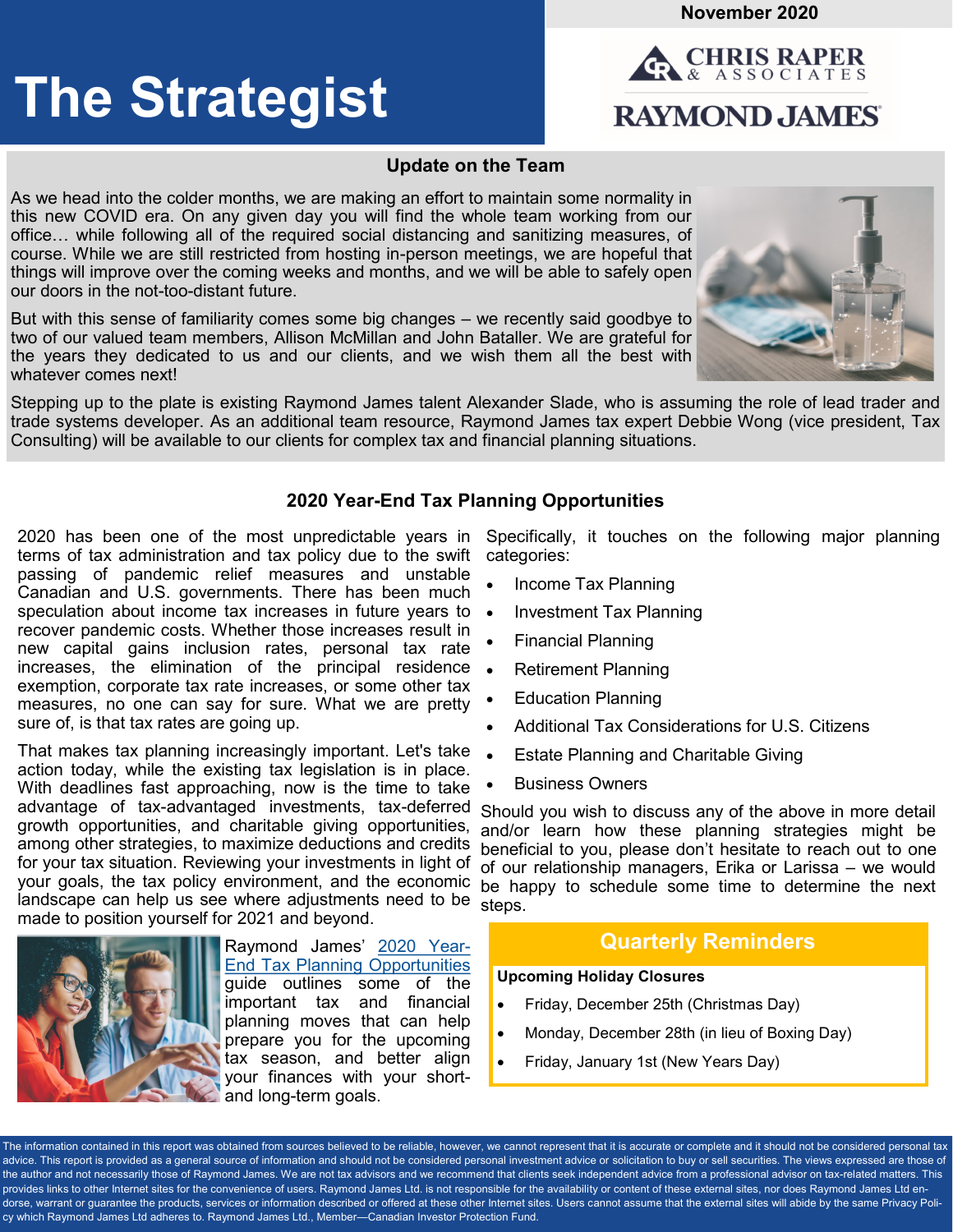November 2020

# The Strategist

CHRIS RAPER & ASSOCIATES

RAYMOND JAMES

## Update on the Team

As we head into the colder months, we are making an effort to maintain some normality in this new COVID era. On any given day you will find the whole team working from our office… while following all of the required social distancing and sanitizing measures, of course. While we are still restricted from hosting in-person meetings, we are hopeful that things will improve over the coming weeks and months, and we will be able to safely open our doors in the not-too-distant future.

But with this sense of familiarity comes some big changes – we recently said goodbye to two of our valued team members, Allison McMillan and John Bataller. We are grateful for the years they dedicated to us and our clients, and we wish them all the best with whatever comes next!

Stepping up to the plate is existing Raymond James talent Alexander Slade, who is assuming the role of lead trader and trade systems developer. As an additional team resource, Raymond James tax expert Debbie Wong (vice president, Tax Consulting) will be available to our clients for complex tax and financial planning situations.

## 2020 Year-End Tax Planning Opportunities

2020 has been one of the most unpredictable years in terms of tax administration and tax policy due to the swift passing of pandemic relief measures and unstable Canadian and U.S. governments. There has been much speculation about income tax increases in future years to recover pandemic costs. Whether those increases result in new capital gains inclusion rates, personal tax rate increases, the elimination of the principal residence exemption, corporate tax rate increases, or some other tax measures, no one can say for sure. What we are pretty sure of, is that tax rates are going up.

That makes tax planning increasingly important. Let's take action today, while the existing tax legislation is in place. With deadlines fast approaching, now is the time to take advantage of tax-advantaged investments, tax-deferred growth opportunities, and charitable giving opportunities, among other strategies, to maximize deductions and credits for your tax situation. Reviewing your investments in light of your goals, the tax policy environment, and the economic landscape can help us see where adjustments need to be made to position yourself for 2021 and beyond.

Raymond James' [2020 Year-End Tax Planning Opportunities] guide outlines some of the important tax and financial planning moves that can help prepare you for the upcoming tax season, and better align your finances with your short- and long-term goals.

Specifically, it touches on the following major planning categories:

- Income Tax Planning
- Investment Tax Planning
- Financial Planning
- Retirement Planning
- Education Planning
- Additional Tax Considerations for U.S. Citizens
- Estate Planning and Charitable Giving
- Business Owners

Should you wish to discuss any of the above in more detail and/or learn how these planning strategies might be beneficial to you, please don't hesitate to reach out to one of our relationship managers, Erika or Larissa – we would be happy to schedule some time to determine the next steps.

## Quarterly Reminders

**Upcoming Holiday Closures**

- Friday, December 25th (Christmas Day)
- Monday, December 28th (in lieu of Boxing Day)
- Friday, January 1st (New Years Day)

The information contained in this report was obtained from sources believed to be reliable, however, we cannot represent that it is accurate or complete and it should not be considered personal tax advice. This report is provided as a general source of information and should not be considered personal investment advice or solicitation to buy or sell securities. The views expressed are those of the author and not necessarily those of Raymond James. We are not tax advisors and we recommend that clients seek independent advice from a professional advisor on tax-related matters. This provides links to other Internet sites for the convenience of users. Raymond James Ltd. is not responsible for the availability or content of these external sites, nor does Raymond James Ltd endorse, warrant or guarantee the products, services or information described or offered at these other Internet sites. Users cannot assume that the external sites will abide by the same Privacy Policy which Raymond James Ltd adheres to. Raymond James Ltd., Member—Canadian Investor Protection Fund.